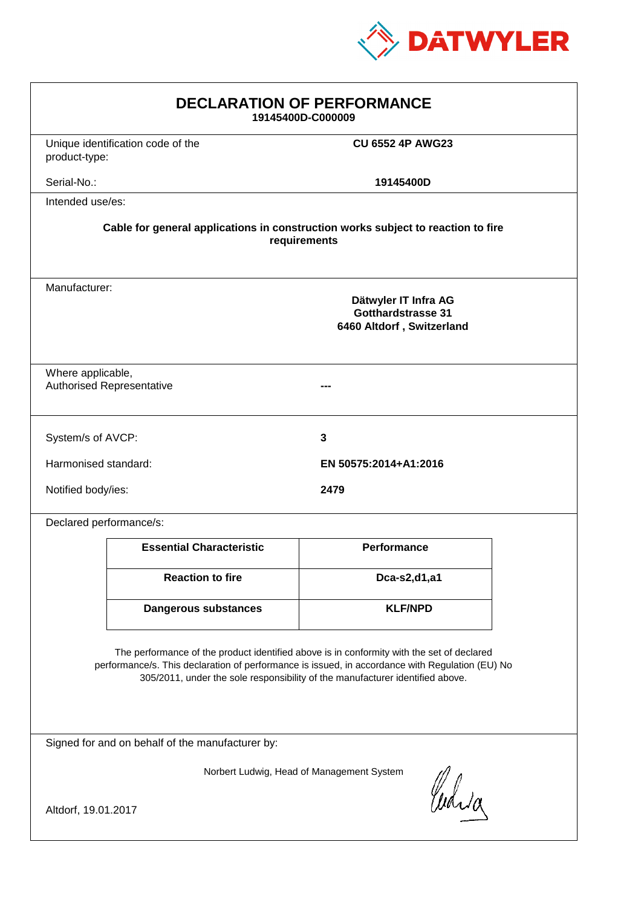DATWYLER

# DECLARATION OF PERFORMANCE

**19145400D-C000009**

| | |
|---|---|
| Unique identification code of the product-type: | **CU 6552 4P AWG23** |
| Serial-No.: | **19145400D** |

Intended use/es:

**Cable for general applications in construction works subject to reaction to fire requirements**

Manufacturer:

**Dätwyler IT Infra AG**
**Gotthardstrasse 31**
**6460 Altdorf , Switzerland**

| | |
|---|---|
| Where applicable, Authorised Representative | --- |

| | |
|---|---|
| System/s of AVCP: | **3** |
| Harmonised standard: | **EN 50575:2014+A1:2016** |
| Notified body/ies: | **2479** |

Declared performance/s:

| Essential Characteristic | Performance |
|---|---|
| **Reaction to fire** | **Dca-s2,d1,a1** |
| **Dangerous substances** | **KLF/NPD** |

The performance of the product identified above is in conformity with the set of declared performance/s. This declaration of performance is issued, in accordance with Regulation (EU) No 305/2011, under the sole responsibility of the manufacturer identified above.

Signed for and on behalf of the manufacturer by:

Norbert Ludwig, Head of Management System

Altdorf, 19.01.2017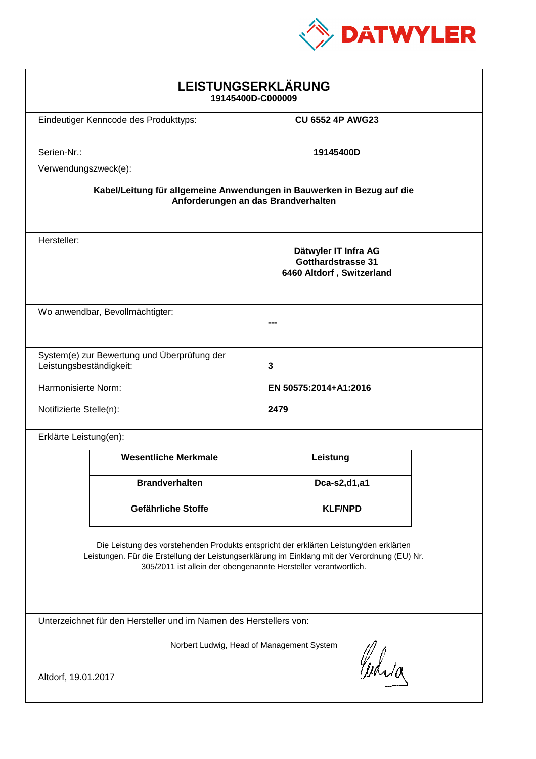DATWYLER

# LEISTUNGSERKLÄRUNG

**19145400D-C000009**

Eindeutiger Kenncode des Produkttyps: **CU 6552 4P AWG23**

Serien-Nr.: **19145400D**

Verwendungszweck(e):

**Kabel/Leitung für allgemeine Anwendungen in Bauwerken in Bezug auf die Anforderungen an das Brandverhalten**

Hersteller:

**Dätwyler IT Infra AG**
**Gotthardstrasse 31**
**6460 Altdorf , Switzerland**

Wo anwendbar, Bevollmächtigter: **---**

System(e) zur Bewertung und Überprüfung der Leistungsbeständigkeit: **3**

Harmonisierte Norm: **EN 50575:2014+A1:2016**

Notifizierte Stelle(n): **2479**

Erklärte Leistung(en):

| Wesentliche Merkmale | Leistung |
| --- | --- |
| **Brandverhalten** | **Dca-s2,d1,a1** |
| **Gefährliche Stoffe** | **KLF/NPD** |

Die Leistung des vorstehenden Produkts entspricht der erklärten Leistung/den erklärten Leistungen. Für die Erstellung der Leistungserklärung im Einklang mit der Verordnung (EU) Nr. 305/2011 ist allein der obengenannte Hersteller verantwortlich.

Unterzeichnet für den Hersteller und im Namen des Herstellers von:

Norbert Ludwig, Head of Management System

Altdorf, 19.01.2017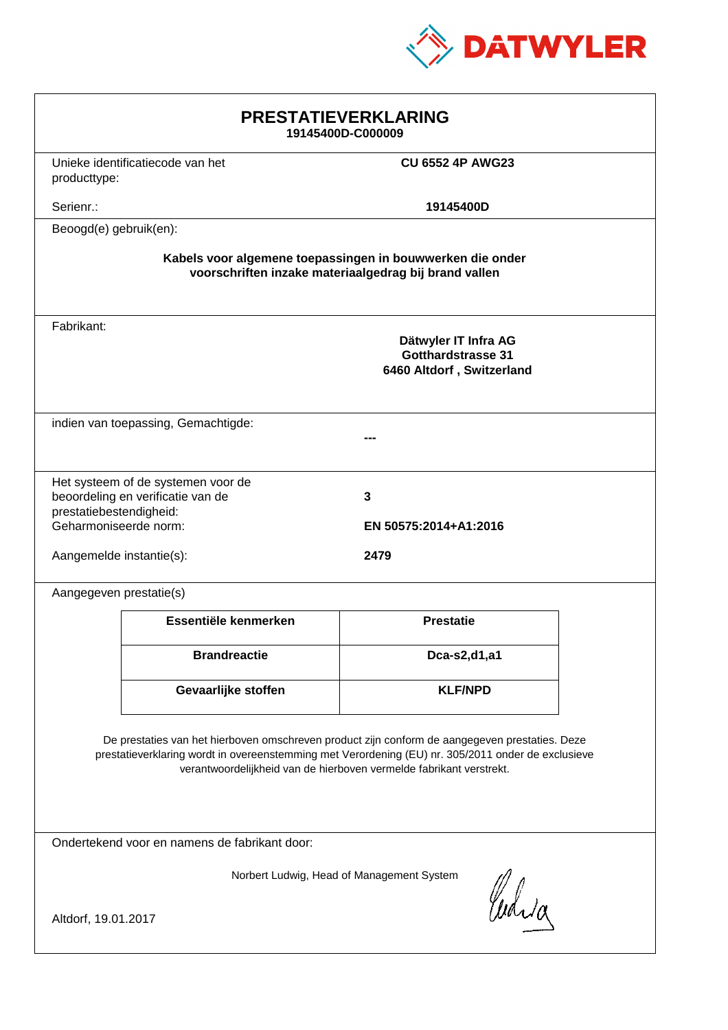DATWYLER

# PRESTATIEVERKLARING

**19145400D-C000009**

Unieke identificatiecode van het producttype: **CU 6552 4P AWG23**

Serienr.: **19145400D**

Beoogd(e) gebruik(en):

**Kabels voor algemene toepassingen in bouwwerken die onder voorschriften inzake materiaalgedrag bij brand vallen**

Fabrikant:

**Dätwyler IT Infra AG**
**Gotthardstrasse 31**
**6460 Altdorf , Switzerland**

indien van toepassing, Gemachtigde:

**---**

Het systeem of de systemen voor de beoordeling en verificatie van de prestatiebestendigheid: **3**

Geharmoniseerde norm: **EN 50575:2014+A1:2016**

Aangemelde instantie(s): **2479**

Aangegeven prestatie(s)

| Essentiële kenmerken | Prestatie |
|---|---|
| **Brandreactie** | **Dca-s2,d1,a1** |
| **Gevaarlijke stoffen** | **KLF/NPD** |

De prestaties van het hierboven omschreven product zijn conform de aangegeven prestaties. Deze prestatieverklaring wordt in overeenstemming met Verordening (EU) nr. 305/2011 onder de exclusieve verantwoordelijkheid van de hierboven vermelde fabrikant verstrekt.

Ondertekend voor en namens de fabrikant door:

Norbert Ludwig, Head of Management System

Altdorf, 19.01.2017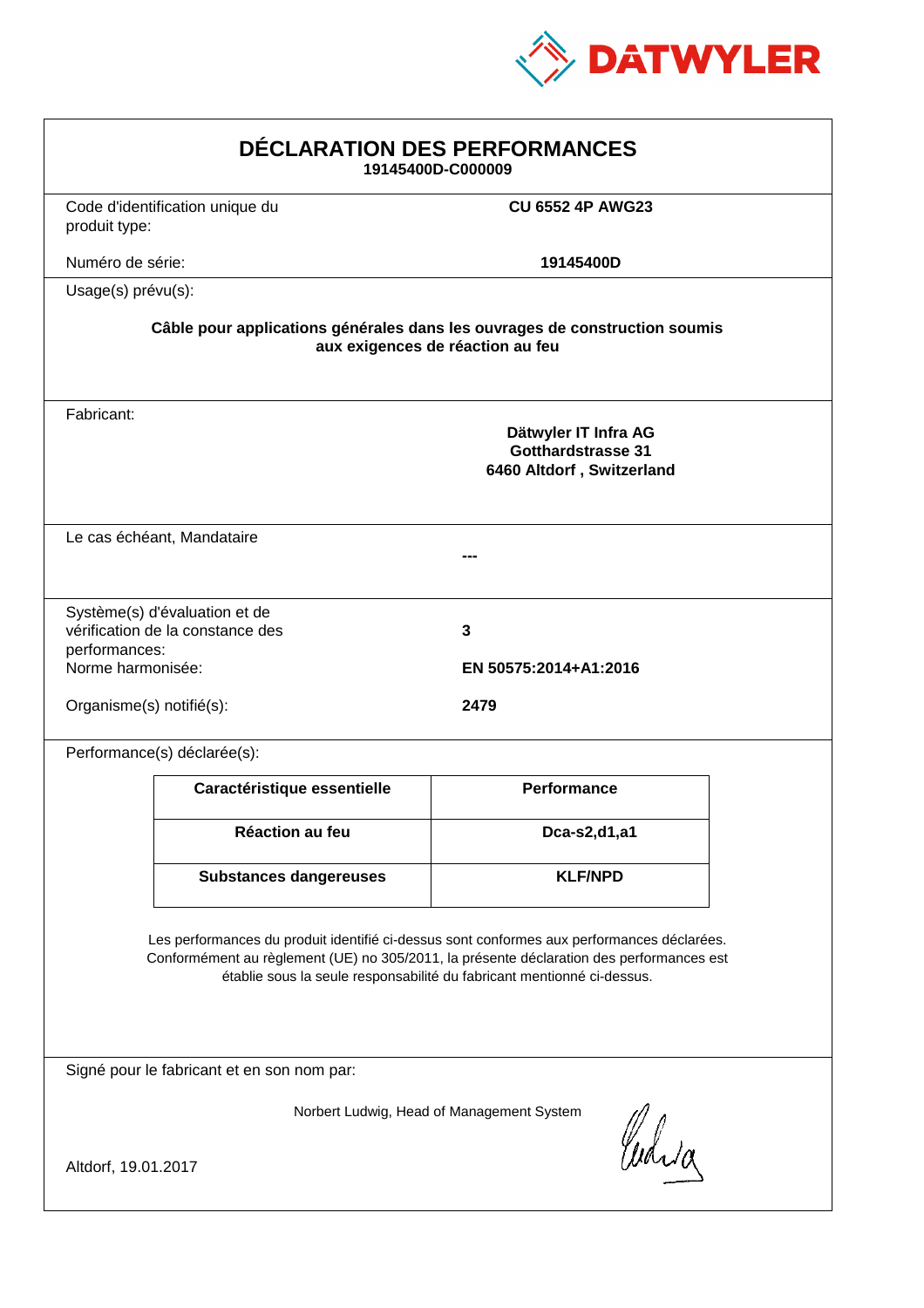DATWYLER

# DÉCLARATION DES PERFORMANCES

**19145400D-C000009**

| | |
|---|---|
| Code d'identification unique du produit type: | **CU 6552 4P AWG23** |
| Numéro de série: | **19145400D** |

Usage(s) prévu(s):

**Câble pour applications générales dans les ouvrages de construction soumis aux exigences de réaction au feu**

Fabricant:

**Dätwyler IT Infra AG**
**Gotthardstrasse 31**
**6460 Altdorf , Switzerland**

Le cas échéant, Mandataire

**---**

| | |
|---|---|
| Système(s) d'évaluation et de vérification de la constance des performances: | **3** |
| Norme harmonisée: | **EN 50575:2014+A1:2016** |
| Organisme(s) notifié(s): | **2479** |

Performance(s) déclarée(s):

| Caractéristique essentielle | Performance |
|---|---|
| **Réaction au feu** | **Dca-s2,d1,a1** |
| **Substances dangereuses** | **KLF/NPD** |

Les performances du produit identifié ci-dessus sont conformes aux performances déclarées. Conformément au règlement (UE) no 305/2011, la présente déclaration des performances est établie sous la seule responsabilité du fabricant mentionné ci-dessus.

Signé pour le fabricant et en son nom par:

Norbert Ludwig, Head of Management System

Altdorf, 19.01.2017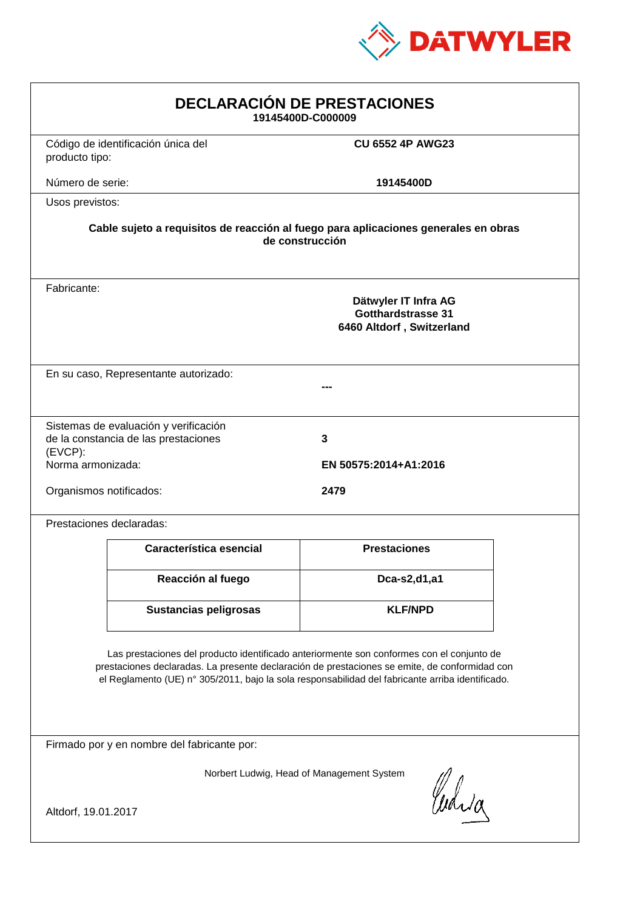DATWYLER

# DECLARACIÓN DE PRESTACIONES

**19145400D-C000009**

| | |
|---|---|
| Código de identificación única del producto tipo: | **CU 6552 4P AWG23** |
| Número de serie: | **19145400D** |

Usos previstos:

**Cable sujeto a requisitos de reacción al fuego para aplicaciones generales en obras de construcción**

Fabricante:

**Dätwyler IT Infra AG**
**Gotthardstrasse 31**
**6460 Altdorf , Switzerland**

En su caso, Representante autorizado:

**---**

| | |
|---|---|
| Sistemas de evaluación y verificación de la constancia de las prestaciones (EVCP): | **3** |
| Norma armonizada: | **EN 50575:2014+A1:2016** |
| Organismos notificados: | **2479** |

Prestaciones declaradas:

| Característica esencial | Prestaciones |
|---|---|
| **Reacción al fuego** | **Dca-s2,d1,a1** |
| **Sustancias peligrosas** | **KLF/NPD** |

Las prestaciones del producto identificado anteriormente son conformes con el conjunto de prestaciones declaradas. La presente declaración de prestaciones se emite, de conformidad con el Reglamento (UE) n° 305/2011, bajo la sola responsabilidad del fabricante arriba identificado.

Firmado por y en nombre del fabricante por:

Norbert Ludwig, Head of Management System

Altdorf, 19.01.2017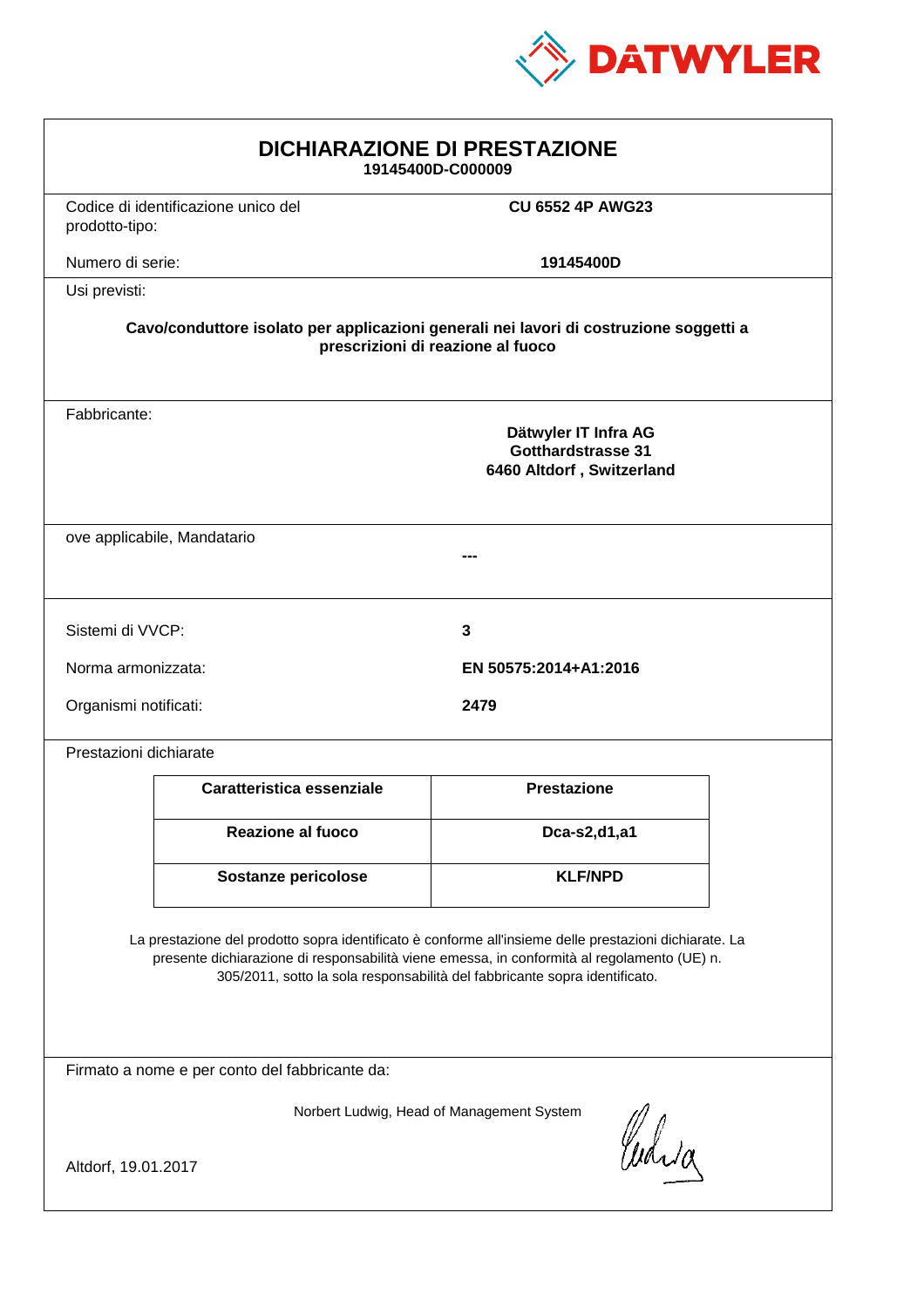DATWYLER

# DICHIARAZIONE DI PRESTAZIONE

**19145400D-C000009**

| | |
|---|---|
| Codice di identificazione unico del prodotto-tipo: | **CU 6552 4P AWG23** |
| Numero di serie: | **19145400D** |

Usi previsti:

**Cavo/conduttore isolato per applicazioni generali nei lavori di costruzione soggetti a prescrizioni di reazione al fuoco**

Fabbricante:

**Dätwyler IT Infra AG**
**Gotthardstrasse 31**
**6460 Altdorf , Switzerland**

ove applicabile, Mandatario

**---**

| | |
|---|---|
| Sistemi di VVCP: | **3** |
| Norma armonizzata: | **EN 50575:2014+A1:2016** |
| Organismi notificati: | **2479** |

Prestazioni dichiarate

| Caratteristica essenziale | Prestazione |
|---|---|
| **Reazione al fuoco** | **Dca-s2,d1,a1** |
| **Sostanze pericolose** | **KLF/NPD** |

La prestazione del prodotto sopra identificato è conforme all'insieme delle prestazioni dichiarate. La presente dichiarazione di responsabilità viene emessa, in conformità al regolamento (UE) n. 305/2011, sotto la sola responsabilità del fabbricante sopra identificato.

Firmato a nome e per conto del fabbricante da:

Norbert Ludwig, Head of Management System

Altdorf, 19.01.2017